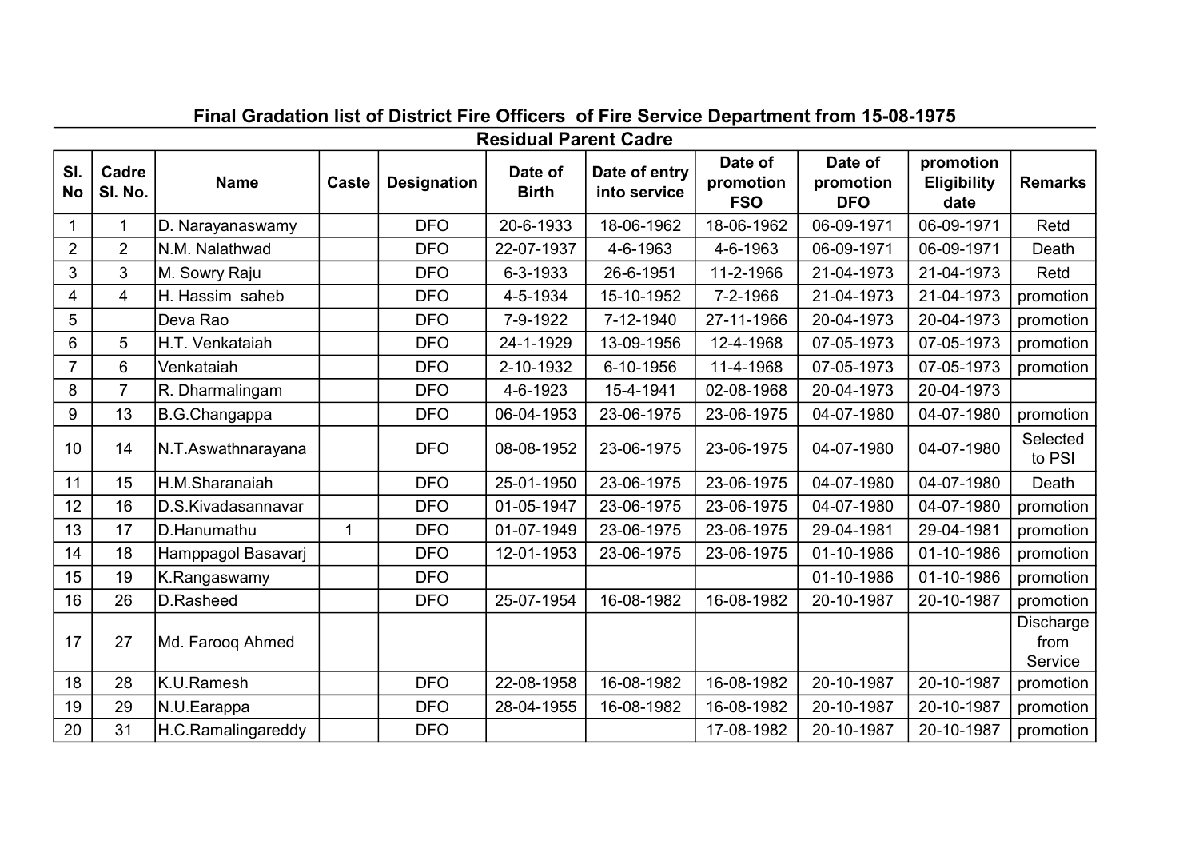## Final Gradation list of District Fire Officers of Fire Service Department from 15-08-1975

### Residual Parent Cadre

| Sl. No | Cadre Sl. No. | Name | Caste | Designation | Date of Birth | Date of entry into service | Date of promotion FSO | Date of promotion DFO | promotion Eligibility date | Remarks |
|---|---|---|---|---|---|---|---|---|---|---|
| 1 | 1 | D. Narayanaswamy | | DFO | 20-6-1933 | 18-06-1962 | 18-06-1962 | 06-09-1971 | 06-09-1971 | Retd |
| 2 | 2 | N.M. Nalathwad | | DFO | 22-07-1937 | 4-6-1963 | 4-6-1963 | 06-09-1971 | 06-09-1971 | Death |
| 3 | 3 | M. Sowry Raju | | DFO | 6-3-1933 | 26-6-1951 | 11-2-1966 | 21-04-1973 | 21-04-1973 | Retd |
| 4 | 4 | H. Hassim saheb | | DFO | 4-5-1934 | 15-10-1952 | 7-2-1966 | 21-04-1973 | 21-04-1973 | promotion |
| 5 | | Deva Rao | | DFO | 7-9-1922 | 7-12-1940 | 27-11-1966 | 20-04-1973 | 20-04-1973 | promotion |
| 6 | 5 | H.T. Venkataiah | | DFO | 24-1-1929 | 13-09-1956 | 12-4-1968 | 07-05-1973 | 07-05-1973 | promotion |
| 7 | 6 | Venkataiah | | DFO | 2-10-1932 | 6-10-1956 | 11-4-1968 | 07-05-1973 | 07-05-1973 | promotion |
| 8 | 7 | R. Dharmalingam | | DFO | 4-6-1923 | 15-4-1941 | 02-08-1968 | 20-04-1973 | 20-04-1973 | |
| 9 | 13 | B.G.Changappa | | DFO | 06-04-1953 | 23-06-1975 | 23-06-1975 | 04-07-1980 | 04-07-1980 | promotion |
| 10 | 14 | N.T.Aswathnarayana | | DFO | 08-08-1952 | 23-06-1975 | 23-06-1975 | 04-07-1980 | 04-07-1980 | Selected to PSI |
| 11 | 15 | H.M.Sharanaiah | | DFO | 25-01-1950 | 23-06-1975 | 23-06-1975 | 04-07-1980 | 04-07-1980 | Death |
| 12 | 16 | D.S.Kivadasannavar | | DFO | 01-05-1947 | 23-06-1975 | 23-06-1975 | 04-07-1980 | 04-07-1980 | promotion |
| 13 | 17 | D.Hanumathu | 1 | DFO | 01-07-1949 | 23-06-1975 | 23-06-1975 | 29-04-1981 | 29-04-1981 | promotion |
| 14 | 18 | Hamppagol Basavarj | | DFO | 12-01-1953 | 23-06-1975 | 23-06-1975 | 01-10-1986 | 01-10-1986 | promotion |
| 15 | 19 | K.Rangaswamy | | DFO | | | | 01-10-1986 | 01-10-1986 | promotion |
| 16 | 26 | D.Rasheed | | DFO | 25-07-1954 | 16-08-1982 | 16-08-1982 | 20-10-1987 | 20-10-1987 | promotion |
| 17 | 27 | Md. Farooq Ahmed | | | | | | | | Discharge from Service |
| 18 | 28 | K.U.Ramesh | | DFO | 22-08-1958 | 16-08-1982 | 16-08-1982 | 20-10-1987 | 20-10-1987 | promotion |
| 19 | 29 | N.U.Earappa | | DFO | 28-04-1955 | 16-08-1982 | 16-08-1982 | 20-10-1987 | 20-10-1987 | promotion |
| 20 | 31 | H.C.Ramalingareddy | | DFO | | | 17-08-1982 | 20-10-1987 | 20-10-1987 | promotion |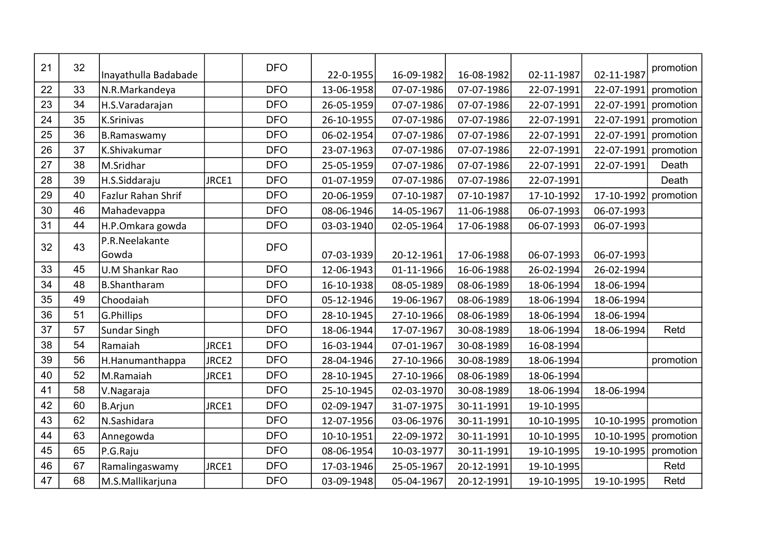| | | | | | | | | | | |
|---|---|---|---|---|---|---|---|---|---|---|
| 21 | 32 | Inayathulla Badabade | | DFO | 22-0-1955 | 16-09-1982 | 16-08-1982 | 02-11-1987 | 02-11-1987 | promotion |
| 22 | 33 | N.R.Markandeya | | DFO | 13-06-1958 | 07-07-1986 | 07-07-1986 | 22-07-1991 | 22-07-1991 | promotion |
| 23 | 34 | H.S.Varadarajan | | DFO | 26-05-1959 | 07-07-1986 | 07-07-1986 | 22-07-1991 | 22-07-1991 | promotion |
| 24 | 35 | K.Srinivas | | DFO | 26-10-1955 | 07-07-1986 | 07-07-1986 | 22-07-1991 | 22-07-1991 | promotion |
| 25 | 36 | B.Ramaswamy | | DFO | 06-02-1954 | 07-07-1986 | 07-07-1986 | 22-07-1991 | 22-07-1991 | promotion |
| 26 | 37 | K.Shivakumar | | DFO | 23-07-1963 | 07-07-1986 | 07-07-1986 | 22-07-1991 | 22-07-1991 | promotion |
| 27 | 38 | M.Sridhar | | DFO | 25-05-1959 | 07-07-1986 | 07-07-1986 | 22-07-1991 | 22-07-1991 | Death |
| 28 | 39 | H.S.Siddaraju | JRCE1 | DFO | 01-07-1959 | 07-07-1986 | 07-07-1986 | 22-07-1991 | | Death |
| 29 | 40 | Fazlur Rahan Shrif | | DFO | 20-06-1959 | 07-10-1987 | 07-10-1987 | 17-10-1992 | 17-10-1992 | promotion |
| 30 | 46 | Mahadevappa | | DFO | 08-06-1946 | 14-05-1967 | 11-06-1988 | 06-07-1993 | 06-07-1993 | |
| 31 | 44 | H.P.Omkara gowda | | DFO | 03-03-1940 | 02-05-1964 | 17-06-1988 | 06-07-1993 | 06-07-1993 | |
| 32 | 43 | P.R.Neelakante Gowda | | DFO | 07-03-1939 | 20-12-1961 | 17-06-1988 | 06-07-1993 | 06-07-1993 | |
| 33 | 45 | U.M Shankar Rao | | DFO | 12-06-1943 | 01-11-1966 | 16-06-1988 | 26-02-1994 | 26-02-1994 | |
| 34 | 48 | B.Shantharam | | DFO | 16-10-1938 | 08-05-1989 | 08-06-1989 | 18-06-1994 | 18-06-1994 | |
| 35 | 49 | Choodaiah | | DFO | 05-12-1946 | 19-06-1967 | 08-06-1989 | 18-06-1994 | 18-06-1994 | |
| 36 | 51 | G.Phillips | | DFO | 28-10-1945 | 27-10-1966 | 08-06-1989 | 18-06-1994 | 18-06-1994 | |
| 37 | 57 | Sundar Singh | | DFO | 18-06-1944 | 17-07-1967 | 30-08-1989 | 18-06-1994 | 18-06-1994 | Retd |
| 38 | 54 | Ramaiah | JRCE1 | DFO | 16-03-1944 | 07-01-1967 | 30-08-1989 | 16-08-1994 | | |
| 39 | 56 | H.Hanumanthappa | JRCE2 | DFO | 28-04-1946 | 27-10-1966 | 30-08-1989 | 18-06-1994 | | promotion |
| 40 | 52 | M.Ramaiah | JRCE1 | DFO | 28-10-1945 | 27-10-1966 | 08-06-1989 | 18-06-1994 | | |
| 41 | 58 | V.Nagaraja | | DFO | 25-10-1945 | 02-03-1970 | 30-08-1989 | 18-06-1994 | 18-06-1994 | |
| 42 | 60 | B.Arjun | JRCE1 | DFO | 02-09-1947 | 31-07-1975 | 30-11-1991 | 19-10-1995 | | |
| 43 | 62 | N.Sashidara | | DFO | 12-07-1956 | 03-06-1976 | 30-11-1991 | 10-10-1995 | 10-10-1995 | promotion |
| 44 | 63 | Annegowda | | DFO | 10-10-1951 | 22-09-1972 | 30-11-1991 | 10-10-1995 | 10-10-1995 | promotion |
| 45 | 65 | P.G.Raju | | DFO | 08-06-1954 | 10-03-1977 | 30-11-1991 | 19-10-1995 | 19-10-1995 | promotion |
| 46 | 67 | Ramalingaswamy | JRCE1 | DFO | 17-03-1946 | 25-05-1967 | 20-12-1991 | 19-10-1995 | | Retd |
| 47 | 68 | M.S.Mallikarjuna | | DFO | 03-09-1948 | 05-04-1967 | 20-12-1991 | 19-10-1995 | 19-10-1995 | Retd |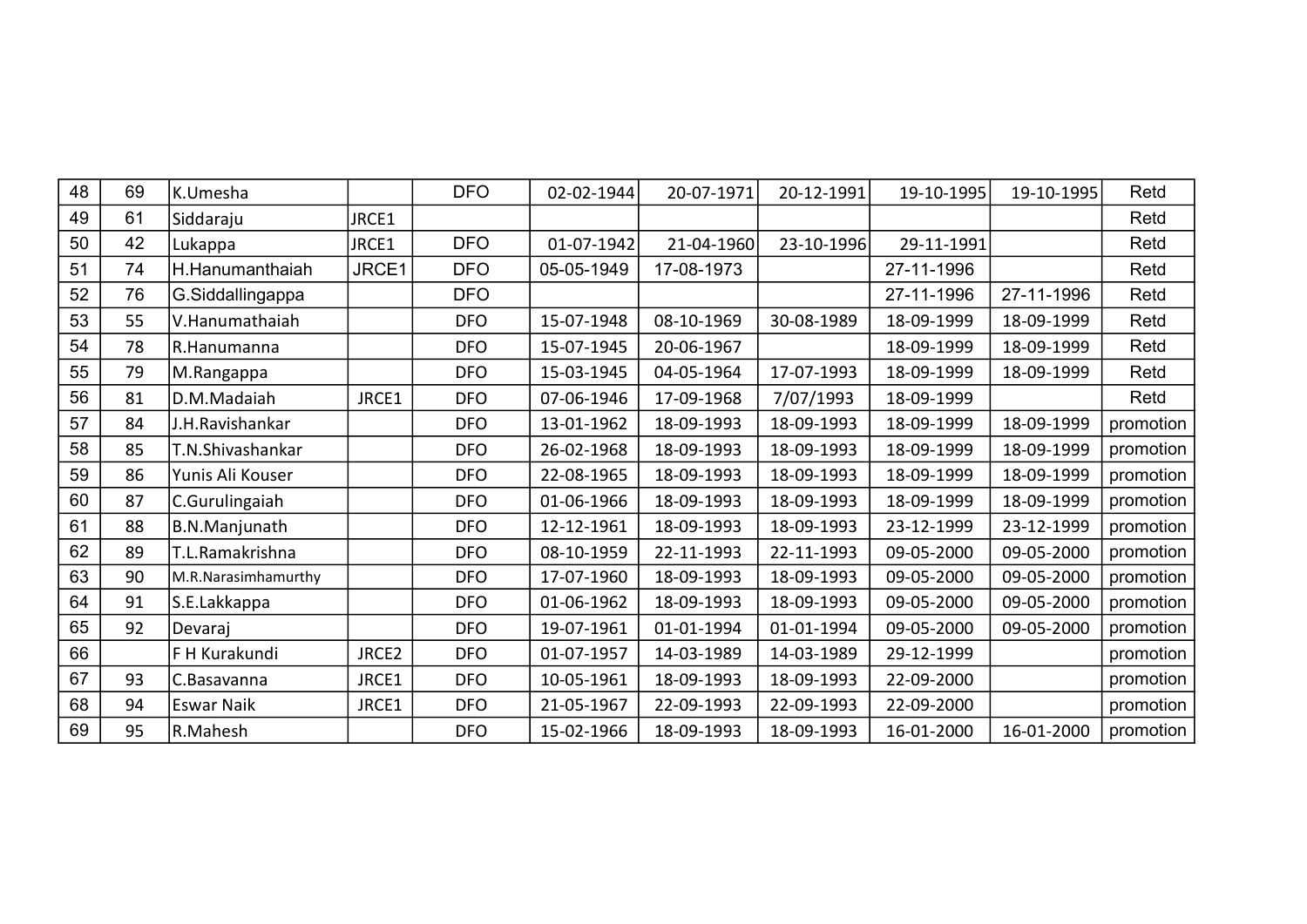| | | | | | | | | | | |
|---|---|---|---|---|---|---|---|---|---|---|
| 48 | 69 | K.Umesha | | DFO | 02-02-1944 | 20-07-1971 | 20-12-1991 | 19-10-1995 | 19-10-1995 | Retd |
| 49 | 61 | Siddaraju | JRCE1 | | | | | | | Retd |
| 50 | 42 | Lukappa | JRCE1 | DFO | 01-07-1942 | 21-04-1960 | 23-10-1996 | 29-11-1991 | | Retd |
| 51 | 74 | H.Hanumanthaiah | JRCE1 | DFO | 05-05-1949 | 17-08-1973 | | 27-11-1996 | | Retd |
| 52 | 76 | G.Siddallingappa | | DFO | | | | 27-11-1996 | 27-11-1996 | Retd |
| 53 | 55 | V.Hanumathaiah | | DFO | 15-07-1948 | 08-10-1969 | 30-08-1989 | 18-09-1999 | 18-09-1999 | Retd |
| 54 | 78 | R.Hanumanna | | DFO | 15-07-1945 | 20-06-1967 | | 18-09-1999 | 18-09-1999 | Retd |
| 55 | 79 | M.Rangappa | | DFO | 15-03-1945 | 04-05-1964 | 17-07-1993 | 18-09-1999 | 18-09-1999 | Retd |
| 56 | 81 | D.M.Madaiah | JRCE1 | DFO | 07-06-1946 | 17-09-1968 | 7/07/1993 | 18-09-1999 | | Retd |
| 57 | 84 | J.H.Ravishankar | | DFO | 13-01-1962 | 18-09-1993 | 18-09-1993 | 18-09-1999 | 18-09-1999 | promotion |
| 58 | 85 | T.N.Shivashankar | | DFO | 26-02-1968 | 18-09-1993 | 18-09-1993 | 18-09-1999 | 18-09-1999 | promotion |
| 59 | 86 | Yunis Ali Kouser | | DFO | 22-08-1965 | 18-09-1993 | 18-09-1993 | 18-09-1999 | 18-09-1999 | promotion |
| 60 | 87 | C.Gurulingaiah | | DFO | 01-06-1966 | 18-09-1993 | 18-09-1993 | 18-09-1999 | 18-09-1999 | promotion |
| 61 | 88 | B.N.Manjunath | | DFO | 12-12-1961 | 18-09-1993 | 18-09-1993 | 23-12-1999 | 23-12-1999 | promotion |
| 62 | 89 | T.L.Ramakrishna | | DFO | 08-10-1959 | 22-11-1993 | 22-11-1993 | 09-05-2000 | 09-05-2000 | promotion |
| 63 | 90 | M.R.Narasimhamurthy | | DFO | 17-07-1960 | 18-09-1993 | 18-09-1993 | 09-05-2000 | 09-05-2000 | promotion |
| 64 | 91 | S.E.Lakkappa | | DFO | 01-06-1962 | 18-09-1993 | 18-09-1993 | 09-05-2000 | 09-05-2000 | promotion |
| 65 | 92 | Devaraj | | DFO | 19-07-1961 | 01-01-1994 | 01-01-1994 | 09-05-2000 | 09-05-2000 | promotion |
| 66 | | F H Kurakundi | JRCE2 | DFO | 01-07-1957 | 14-03-1989 | 14-03-1989 | 29-12-1999 | | promotion |
| 67 | 93 | C.Basavanna | JRCE1 | DFO | 10-05-1961 | 18-09-1993 | 18-09-1993 | 22-09-2000 | | promotion |
| 68 | 94 | Eswar Naik | JRCE1 | DFO | 21-05-1967 | 22-09-1993 | 22-09-1993 | 22-09-2000 | | promotion |
| 69 | 95 | R.Mahesh | | DFO | 15-02-1966 | 18-09-1993 | 18-09-1993 | 16-01-2000 | 16-01-2000 | promotion |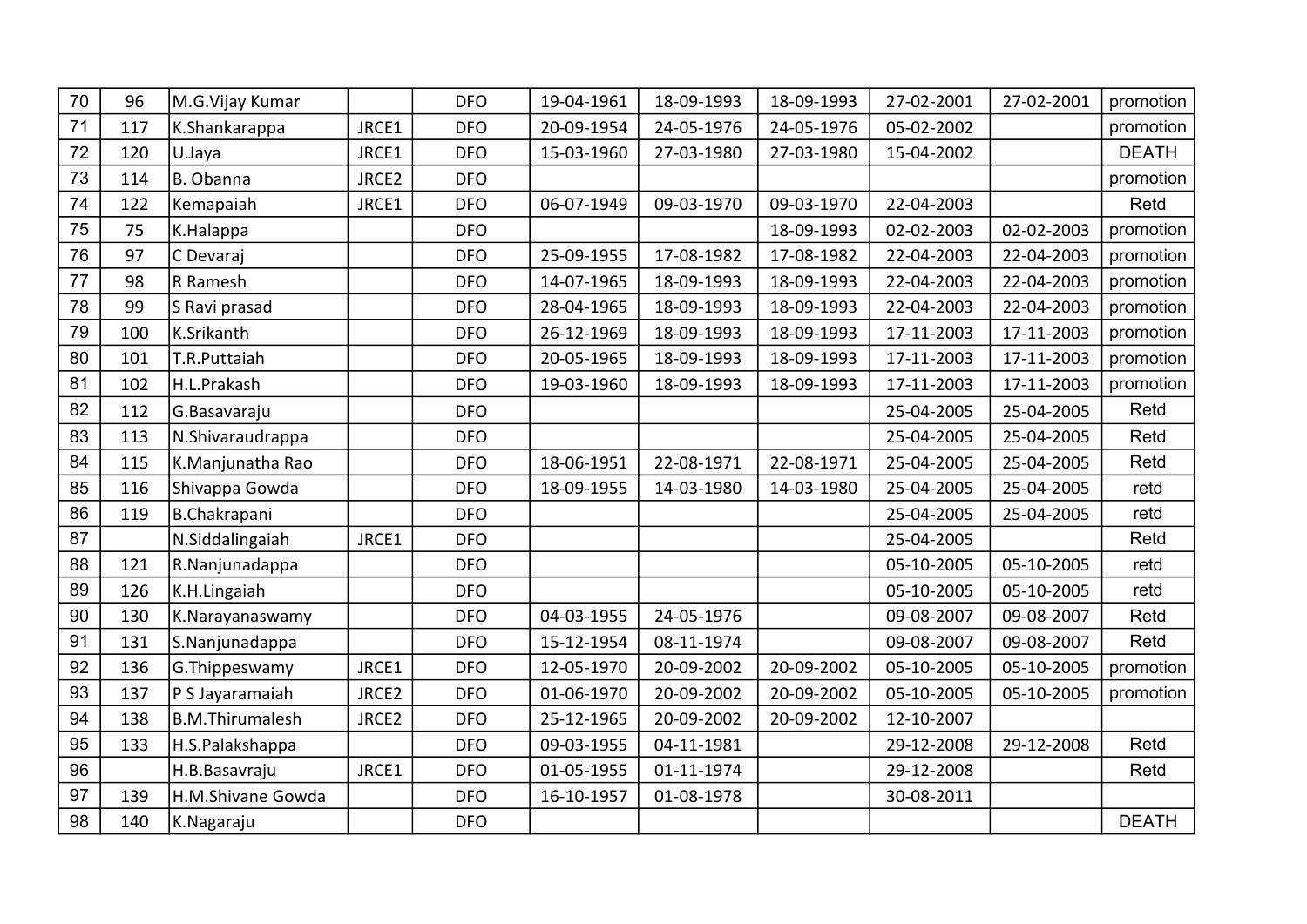| | | | | | | | | | | |
|---|---|---|---|---|---|---|---|---|---|---|
| 70 | 96 | M.G.Vijay Kumar | | DFO | 19-04-1961 | 18-09-1993 | 18-09-1993 | 27-02-2001 | 27-02-2001 | promotion |
| 71 | 117 | K.Shankarappa | JRCE1 | DFO | 20-09-1954 | 24-05-1976 | 24-05-1976 | 05-02-2002 | | promotion |
| 72 | 120 | U.Jaya | JRCE1 | DFO | 15-03-1960 | 27-03-1980 | 27-03-1980 | 15-04-2002 | | DEATH |
| 73 | 114 | B. Obanna | JRCE2 | DFO | | | | | | promotion |
| 74 | 122 | Kemapaiah | JRCE1 | DFO | 06-07-1949 | 09-03-1970 | 09-03-1970 | 22-04-2003 | | Retd |
| 75 | 75 | K.Halappa | | DFO | | | 18-09-1993 | 02-02-2003 | 02-02-2003 | promotion |
| 76 | 97 | C Devaraj | | DFO | 25-09-1955 | 17-08-1982 | 17-08-1982 | 22-04-2003 | 22-04-2003 | promotion |
| 77 | 98 | R Ramesh | | DFO | 14-07-1965 | 18-09-1993 | 18-09-1993 | 22-04-2003 | 22-04-2003 | promotion |
| 78 | 99 | S Ravi prasad | | DFO | 28-04-1965 | 18-09-1993 | 18-09-1993 | 22-04-2003 | 22-04-2003 | promotion |
| 79 | 100 | K.Srikanth | | DFO | 26-12-1969 | 18-09-1993 | 18-09-1993 | 17-11-2003 | 17-11-2003 | promotion |
| 80 | 101 | T.R.Puttaiah | | DFO | 20-05-1965 | 18-09-1993 | 18-09-1993 | 17-11-2003 | 17-11-2003 | promotion |
| 81 | 102 | H.L.Prakash | | DFO | 19-03-1960 | 18-09-1993 | 18-09-1993 | 17-11-2003 | 17-11-2003 | promotion |
| 82 | 112 | G.Basavaraju | | DFO | | | | 25-04-2005 | 25-04-2005 | Retd |
| 83 | 113 | N.Shivaraudrappa | | DFO | | | | 25-04-2005 | 25-04-2005 | Retd |
| 84 | 115 | K.Manjunatha Rao | | DFO | 18-06-1951 | 22-08-1971 | 22-08-1971 | 25-04-2005 | 25-04-2005 | Retd |
| 85 | 116 | Shivappa Gowda | | DFO | 18-09-1955 | 14-03-1980 | 14-03-1980 | 25-04-2005 | 25-04-2005 | retd |
| 86 | 119 | B.Chakrapani | | DFO | | | | 25-04-2005 | 25-04-2005 | retd |
| 87 | | N.Siddalingaiah | JRCE1 | DFO | | | | 25-04-2005 | | Retd |
| 88 | 121 | R.Nanjunadappa | | DFO | | | | 05-10-2005 | 05-10-2005 | retd |
| 89 | 126 | K.H.Lingaiah | | DFO | | | | 05-10-2005 | 05-10-2005 | retd |
| 90 | 130 | K.Narayanaswamy | | DFO | 04-03-1955 | 24-05-1976 | | 09-08-2007 | 09-08-2007 | Retd |
| 91 | 131 | S.Nanjunadappa | | DFO | 15-12-1954 | 08-11-1974 | | 09-08-2007 | 09-08-2007 | Retd |
| 92 | 136 | G.Thippeswamy | JRCE1 | DFO | 12-05-1970 | 20-09-2002 | 20-09-2002 | 05-10-2005 | 05-10-2005 | promotion |
| 93 | 137 | P S Jayaramaiah | JRCE2 | DFO | 01-06-1970 | 20-09-2002 | 20-09-2002 | 05-10-2005 | 05-10-2005 | promotion |
| 94 | 138 | B.M.Thirumalesh | JRCE2 | DFO | 25-12-1965 | 20-09-2002 | 20-09-2002 | 12-10-2007 | | |
| 95 | 133 | H.S.Palakshappa | | DFO | 09-03-1955 | 04-11-1981 | | 29-12-2008 | 29-12-2008 | Retd |
| 96 | | H.B.Basavraju | JRCE1 | DFO | 01-05-1955 | 01-11-1974 | | 29-12-2008 | | Retd |
| 97 | 139 | H.M.Shivane Gowda | | DFO | 16-10-1957 | 01-08-1978 | | 30-08-2011 | | |
| 98 | 140 | K.Nagaraju | | DFO | | | | | | DEATH |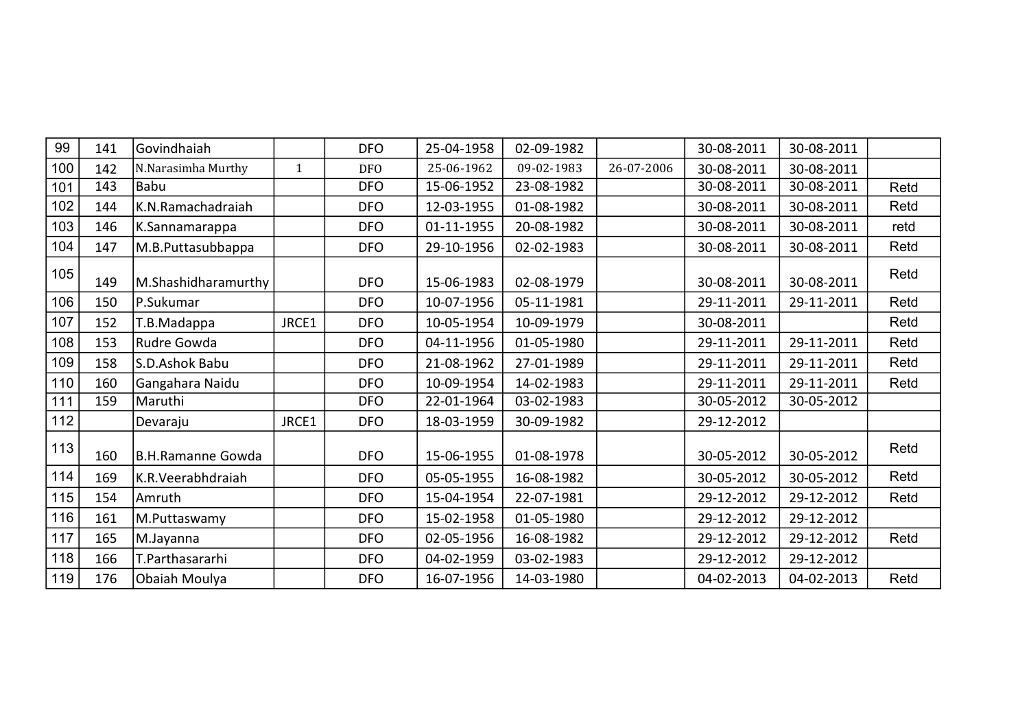| | | | | | | | | | | |
|---|---|---|---|---|---|---|---|---|---|---|
| 99 | 141 | Govindhaiah | | DFO | 25-04-1958 | 02-09-1982 | | 30-08-2011 | 30-08-2011 | |
| 100 | 142 | N.Narasimha Murthy | 1 | DFO | 25-06-1962 | 09-02-1983 | 26-07-2006 | 30-08-2011 | 30-08-2011 | |
| 101 | 143 | Babu | | DFO | 15-06-1952 | 23-08-1982 | | 30-08-2011 | 30-08-2011 | Retd |
| 102 | 144 | K.N.Ramachadraiah | | DFO | 12-03-1955 | 01-08-1982 | | 30-08-2011 | 30-08-2011 | Retd |
| 103 | 146 | K.Sannamarappa | | DFO | 01-11-1955 | 20-08-1982 | | 30-08-2011 | 30-08-2011 | retd |
| 104 | 147 | M.B.Puttasubbappa | | DFO | 29-10-1956 | 02-02-1983 | | 30-08-2011 | 30-08-2011 | Retd |
| 105 | 149 | M.Shashidharamurthy | | DFO | 15-06-1983 | 02-08-1979 | | 30-08-2011 | 30-08-2011 | Retd |
| 106 | 150 | P.Sukumar | | DFO | 10-07-1956 | 05-11-1981 | | 29-11-2011 | 29-11-2011 | Retd |
| 107 | 152 | T.B.Madappa | JRCE1 | DFO | 10-05-1954 | 10-09-1979 | | 30-08-2011 | | Retd |
| 108 | 153 | Rudre Gowda | | DFO | 04-11-1956 | 01-05-1980 | | 29-11-2011 | 29-11-2011 | Retd |
| 109 | 158 | S.D.Ashok Babu | | DFO | 21-08-1962 | 27-01-1989 | | 29-11-2011 | 29-11-2011 | Retd |
| 110 | 160 | Gangahara Naidu | | DFO | 10-09-1954 | 14-02-1983 | | 29-11-2011 | 29-11-2011 | Retd |
| 111 | 159 | Maruthi | | DFO | 22-01-1964 | 03-02-1983 | | 30-05-2012 | 30-05-2012 | |
| 112 | | Devaraju | JRCE1 | DFO | 18-03-1959 | 30-09-1982 | | 29-12-2012 | | |
| 113 | 160 | B.H.Ramanne Gowda | | DFO | 15-06-1955 | 01-08-1978 | | 30-05-2012 | 30-05-2012 | Retd |
| 114 | 169 | K.R.Veerabhdraiah | | DFO | 05-05-1955 | 16-08-1982 | | 30-05-2012 | 30-05-2012 | Retd |
| 115 | 154 | Amruth | | DFO | 15-04-1954 | 22-07-1981 | | 29-12-2012 | 29-12-2012 | Retd |
| 116 | 161 | M.Puttaswamy | | DFO | 15-02-1958 | 01-05-1980 | | 29-12-2012 | 29-12-2012 | |
| 117 | 165 | M.Jayanna | | DFO | 02-05-1956 | 16-08-1982 | | 29-12-2012 | 29-12-2012 | Retd |
| 118 | 166 | T.Parthasararhi | | DFO | 04-02-1959 | 03-02-1983 | | 29-12-2012 | 29-12-2012 | |
| 119 | 176 | Obaiah Moulya | | DFO | 16-07-1956 | 14-03-1980 | | 04-02-2013 | 04-02-2013 | Retd |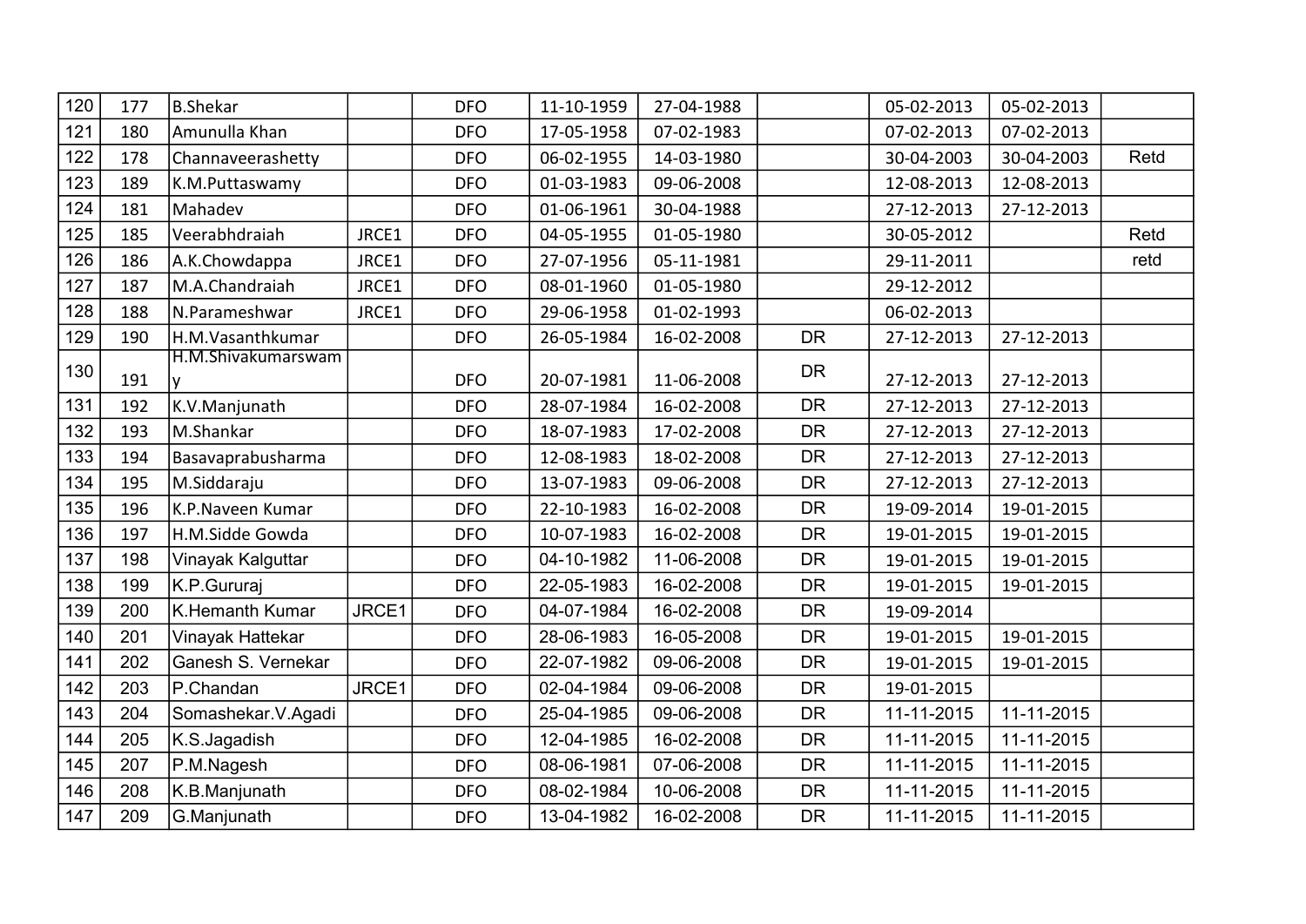| | | | | | | | | | | |
|---|---|---|---|---|---|---|---|---|---|---|
| 120 | 177 | B.Shekar | | DFO | 11-10-1959 | 27-04-1988 | | 05-02-2013 | 05-02-2013 | |
| 121 | 180 | Amunulla Khan | | DFO | 17-05-1958 | 07-02-1983 | | 07-02-2013 | 07-02-2013 | |
| 122 | 178 | Channaveerashetty | | DFO | 06-02-1955 | 14-03-1980 | | 30-04-2003 | 30-04-2003 | Retd |
| 123 | 189 | K.M.Puttaswamy | | DFO | 01-03-1983 | 09-06-2008 | | 12-08-2013 | 12-08-2013 | |
| 124 | 181 | Mahadev | | DFO | 01-06-1961 | 30-04-1988 | | 27-12-2013 | 27-12-2013 | |
| 125 | 185 | Veerabhdraiah | JRCE1 | DFO | 04-05-1955 | 01-05-1980 | | 30-05-2012 | | Retd |
| 126 | 186 | A.K.Chowdappa | JRCE1 | DFO | 27-07-1956 | 05-11-1981 | | 29-11-2011 | | retd |
| 127 | 187 | M.A.Chandraiah | JRCE1 | DFO | 08-01-1960 | 01-05-1980 | | 29-12-2012 | | |
| 128 | 188 | N.Parameshwar | JRCE1 | DFO | 29-06-1958 | 01-02-1993 | | 06-02-2013 | | |
| 129 | 190 | H.M.Vasanthkumar | | DFO | 26-05-1984 | 16-02-2008 | DR | 27-12-2013 | 27-12-2013 | |
| 130 | 191 | H.M.Shivakumarswamy | | DFO | 20-07-1981 | 11-06-2008 | DR | 27-12-2013 | 27-12-2013 | |
| 131 | 192 | K.V.Manjunath | | DFO | 28-07-1984 | 16-02-2008 | DR | 27-12-2013 | 27-12-2013 | |
| 132 | 193 | M.Shankar | | DFO | 18-07-1983 | 17-02-2008 | DR | 27-12-2013 | 27-12-2013 | |
| 133 | 194 | Basavaprabusharma | | DFO | 12-08-1983 | 18-02-2008 | DR | 27-12-2013 | 27-12-2013 | |
| 134 | 195 | M.Siddaraju | | DFO | 13-07-1983 | 09-06-2008 | DR | 27-12-2013 | 27-12-2013 | |
| 135 | 196 | K.P.Naveen Kumar | | DFO | 22-10-1983 | 16-02-2008 | DR | 19-09-2014 | 19-01-2015 | |
| 136 | 197 | H.M.Sidde Gowda | | DFO | 10-07-1983 | 16-02-2008 | DR | 19-01-2015 | 19-01-2015 | |
| 137 | 198 | Vinayak Kalguttar | | DFO | 04-10-1982 | 11-06-2008 | DR | 19-01-2015 | 19-01-2015 | |
| 138 | 199 | K.P.Gururaj | | DFO | 22-05-1983 | 16-02-2008 | DR | 19-01-2015 | 19-01-2015 | |
| 139 | 200 | K.Hemanth Kumar | JRCE1 | DFO | 04-07-1984 | 16-02-2008 | DR | 19-09-2014 | | |
| 140 | 201 | Vinayak Hattekar | | DFO | 28-06-1983 | 16-05-2008 | DR | 19-01-2015 | 19-01-2015 | |
| 141 | 202 | Ganesh S. Vernekar | | DFO | 22-07-1982 | 09-06-2008 | DR | 19-01-2015 | 19-01-2015 | |
| 142 | 203 | P.Chandan | JRCE1 | DFO | 02-04-1984 | 09-06-2008 | DR | 19-01-2015 | | |
| 143 | 204 | Somashekar.V.Agadi | | DFO | 25-04-1985 | 09-06-2008 | DR | 11-11-2015 | 11-11-2015 | |
| 144 | 205 | K.S.Jagadish | | DFO | 12-04-1985 | 16-02-2008 | DR | 11-11-2015 | 11-11-2015 | |
| 145 | 207 | P.M.Nagesh | | DFO | 08-06-1981 | 07-06-2008 | DR | 11-11-2015 | 11-11-2015 | |
| 146 | 208 | K.B.Manjunath | | DFO | 08-02-1984 | 10-06-2008 | DR | 11-11-2015 | 11-11-2015 | |
| 147 | 209 | G.Manjunath | | DFO | 13-04-1982 | 16-02-2008 | DR | 11-11-2015 | 11-11-2015 | |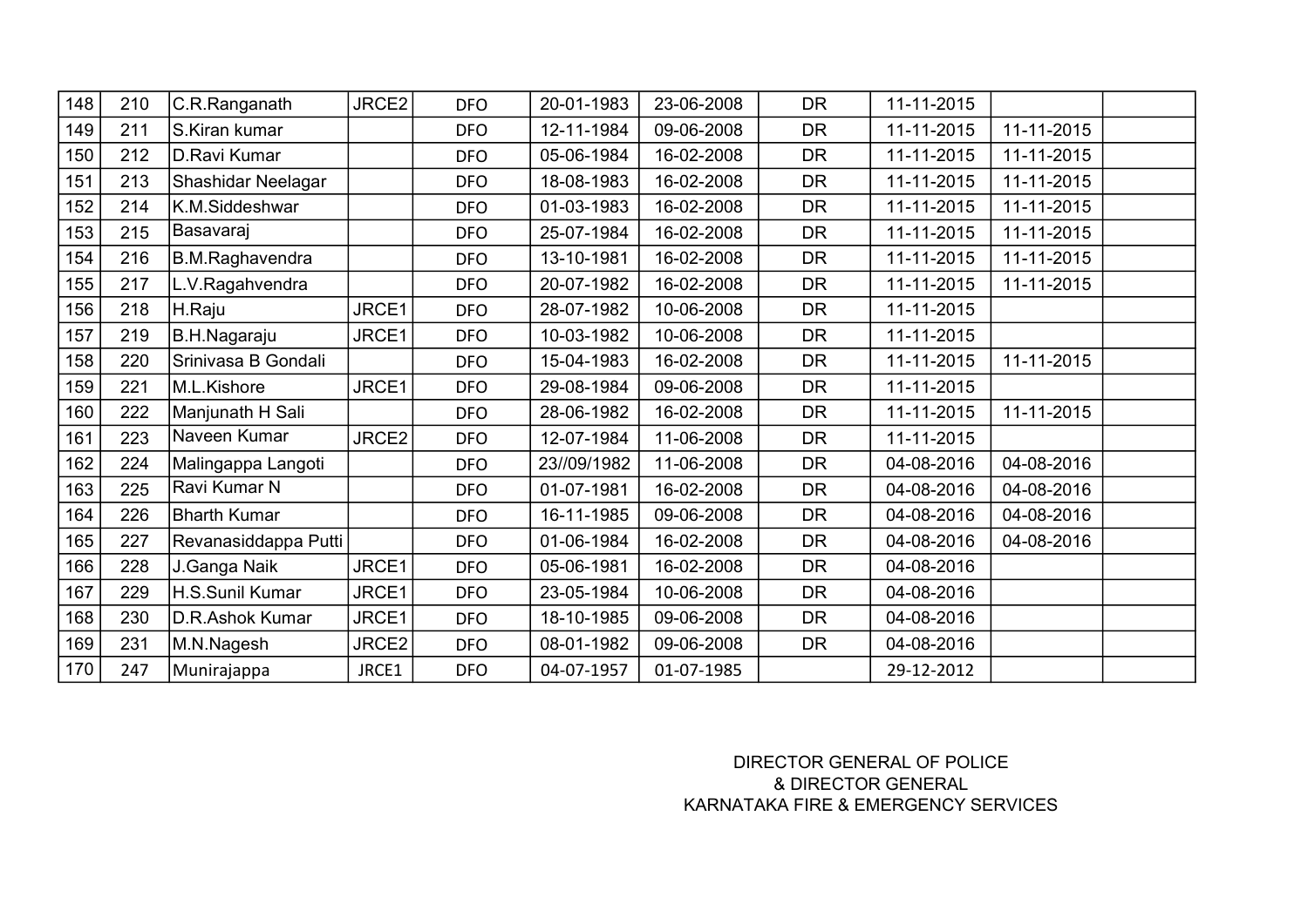| | | | | | | | | | | |
|---|---|---|---|---|---|---|---|---|---|---|
| 148 | 210 | C.R.Ranganath | JRCE2 | DFO | 20-01-1983 | 23-06-2008 | DR | 11-11-2015 | | |
| 149 | 211 | S.Kiran kumar | | DFO | 12-11-1984 | 09-06-2008 | DR | 11-11-2015 | 11-11-2015 | |
| 150 | 212 | D.Ravi Kumar | | DFO | 05-06-1984 | 16-02-2008 | DR | 11-11-2015 | 11-11-2015 | |
| 151 | 213 | Shashidar Neelagar | | DFO | 18-08-1983 | 16-02-2008 | DR | 11-11-2015 | 11-11-2015 | |
| 152 | 214 | K.M.Siddeshwar | | DFO | 01-03-1983 | 16-02-2008 | DR | 11-11-2015 | 11-11-2015 | |
| 153 | 215 | Basavaraj | | DFO | 25-07-1984 | 16-02-2008 | DR | 11-11-2015 | 11-11-2015 | |
| 154 | 216 | B.M.Raghavendra | | DFO | 13-10-1981 | 16-02-2008 | DR | 11-11-2015 | 11-11-2015 | |
| 155 | 217 | L.V.Ragahvendra | | DFO | 20-07-1982 | 16-02-2008 | DR | 11-11-2015 | 11-11-2015 | |
| 156 | 218 | H.Raju | JRCE1 | DFO | 28-07-1982 | 10-06-2008 | DR | 11-11-2015 | | |
| 157 | 219 | B.H.Nagaraju | JRCE1 | DFO | 10-03-1982 | 10-06-2008 | DR | 11-11-2015 | | |
| 158 | 220 | Srinivasa B Gondali | | DFO | 15-04-1983 | 16-02-2008 | DR | 11-11-2015 | 11-11-2015 | |
| 159 | 221 | M.L.Kishore | JRCE1 | DFO | 29-08-1984 | 09-06-2008 | DR | 11-11-2015 | | |
| 160 | 222 | Manjunath H Sali | | DFO | 28-06-1982 | 16-02-2008 | DR | 11-11-2015 | 11-11-2015 | |
| 161 | 223 | Naveen Kumar | JRCE2 | DFO | 12-07-1984 | 11-06-2008 | DR | 11-11-2015 | | |
| 162 | 224 | Malingappa Langoti | | DFO | 23//09/1982 | 11-06-2008 | DR | 04-08-2016 | 04-08-2016 | |
| 163 | 225 | Ravi Kumar N | | DFO | 01-07-1981 | 16-02-2008 | DR | 04-08-2016 | 04-08-2016 | |
| 164 | 226 | Bharth Kumar | | DFO | 16-11-1985 | 09-06-2008 | DR | 04-08-2016 | 04-08-2016 | |
| 165 | 227 | Revanasiddappa Putti | | DFO | 01-06-1984 | 16-02-2008 | DR | 04-08-2016 | 04-08-2016 | |
| 166 | 228 | J.Ganga Naik | JRCE1 | DFO | 05-06-1981 | 16-02-2008 | DR | 04-08-2016 | | |
| 167 | 229 | H.S.Sunil Kumar | JRCE1 | DFO | 23-05-1984 | 10-06-2008 | DR | 04-08-2016 | | |
| 168 | 230 | D.R.Ashok Kumar | JRCE1 | DFO | 18-10-1985 | 09-06-2008 | DR | 04-08-2016 | | |
| 169 | 231 | M.N.Nagesh | JRCE2 | DFO | 08-01-1982 | 09-06-2008 | DR | 04-08-2016 | | |
| 170 | 247 | Munirajappa | JRCE1 | DFO | 04-07-1957 | 01-07-1985 | | 29-12-2012 | | |

DIRECTOR GENERAL OF POLICE
& DIRECTOR GENERAL
KARNATAKA FIRE & EMERGENCY SERVICES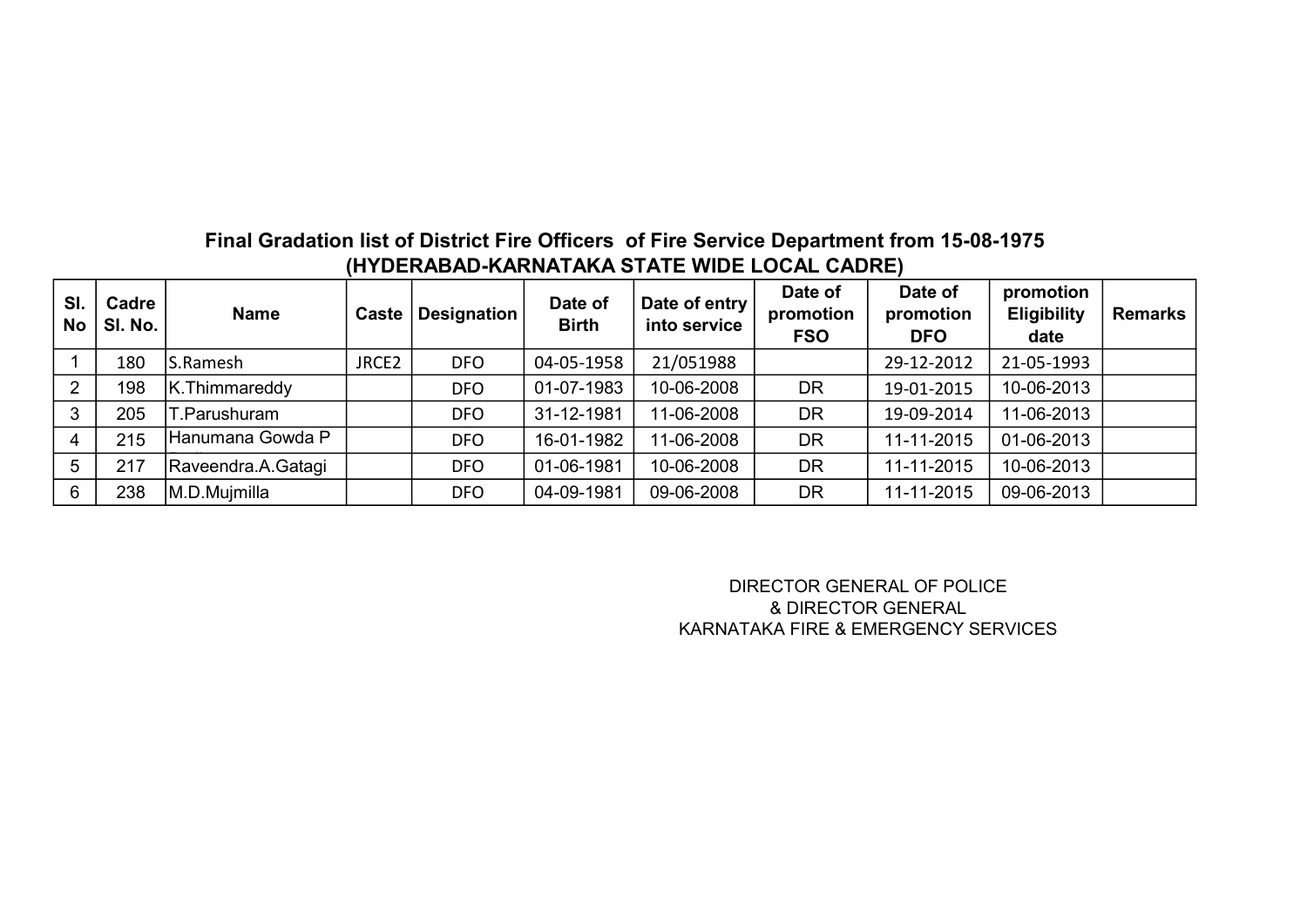## Final Gradation list of District Fire Officers of Fire Service Department from 15-08-1975
## (HYDERABAD-KARNATAKA STATE WIDE LOCAL CADRE)

| Sl. No | Cadre Sl. No. | Name | Caste | Designation | Date of Birth | Date of entry into service | Date of promotion FSO | Date of promotion DFO | promotion Eligibility date | Remarks |
|---|---|---|---|---|---|---|---|---|---|---|
| 1 | 180 | S.Ramesh | JRCE2 | DFO | 04-05-1958 | 21/051988 | | 29-12-2012 | 21-05-1993 | |
| 2 | 198 | K.Thimmareddy | | DFO | 01-07-1983 | 10-06-2008 | DR | 19-01-2015 | 10-06-2013 | |
| 3 | 205 | T.Parushuram | | DFO | 31-12-1981 | 11-06-2008 | DR | 19-09-2014 | 11-06-2013 | |
| 4 | 215 | Hanumana Gowda P | | DFO | 16-01-1982 | 11-06-2008 | DR | 11-11-2015 | 01-06-2013 | |
| 5 | 217 | Raveendra.A.Gatagi | | DFO | 01-06-1981 | 10-06-2008 | DR | 11-11-2015 | 10-06-2013 | |
| 6 | 238 | M.D.Mujmilla | | DFO | 04-09-1981 | 09-06-2008 | DR | 11-11-2015 | 09-06-2013 | |

DIRECTOR GENERAL OF POLICE
& DIRECTOR GENERAL
KARNATAKA FIRE & EMERGENCY SERVICES